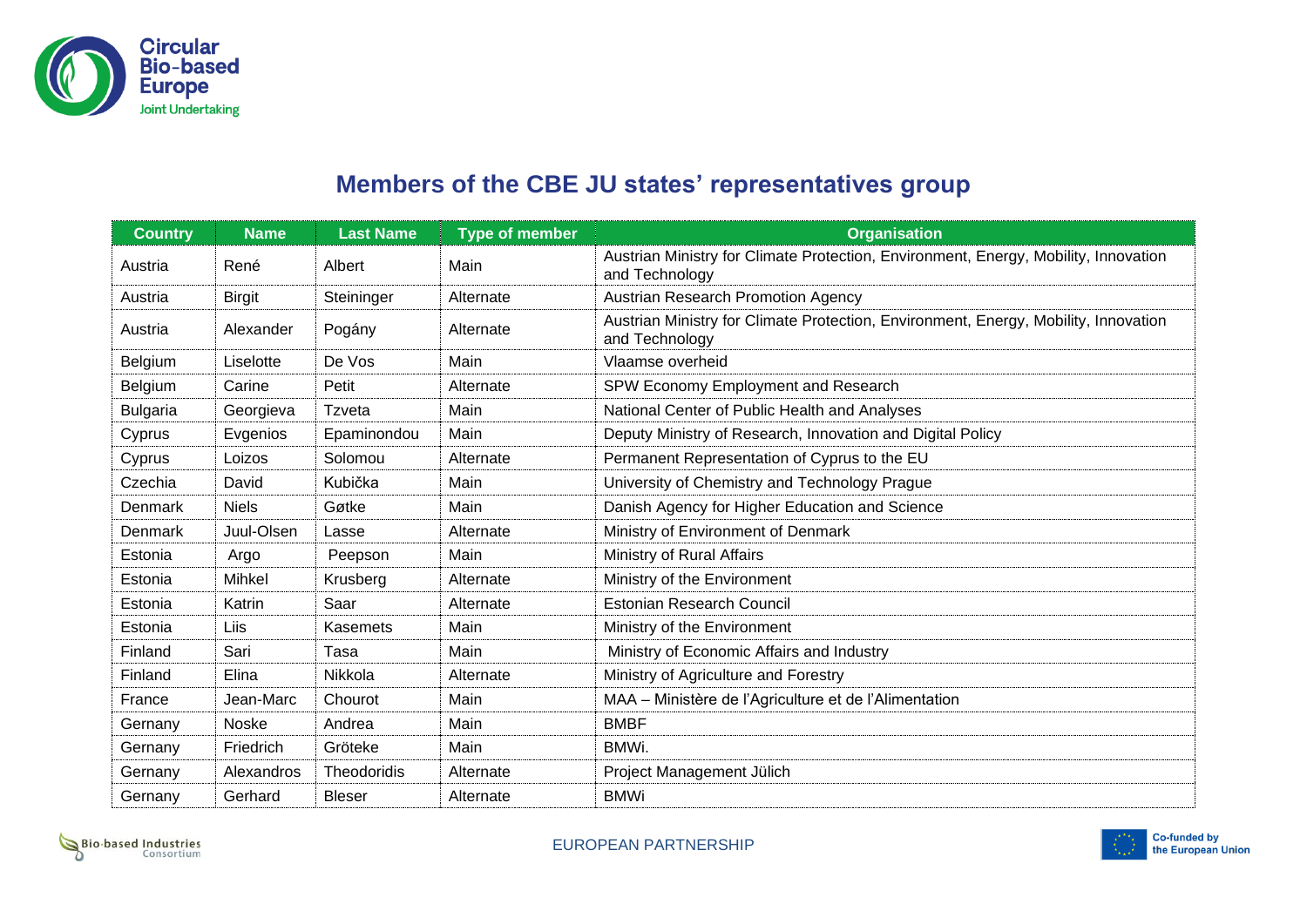# Members of the CBE JU states' representatives group

| Country | Name | Last Name | Type of member | Organisation |
|---|---|---|---|---|
| Austria | René | Albert | Main | Austrian Ministry for Climate Protection, Environment, Energy, Mobility, Innovation and Technology |
| Austria | Birgit | Steininger | Alternate | Austrian Research Promotion Agency |
| Austria | Alexander | Pogány | Alternate | Austrian Ministry for Climate Protection, Environment, Energy, Mobility, Innovation and Technology |
| Belgium | Liselotte | De Vos | Main | Vlaamse overheid |
| Belgium | Carine | Petit | Alternate | SPW Economy Employment and Research |
| Bulgaria | Georgieva | Tzveta | Main | National Center of Public Health and Analyses |
| Cyprus | Evgenios | Epaminondou | Main | Deputy Ministry of Research, Innovation and Digital Policy |
| Cyprus | Loizos | Solomou | Alternate | Permanent Representation of Cyprus to the EU |
| Czechia | David | Kubička | Main | University of Chemistry and Technology Prague |
| Denmark | Niels | Gøtke | Main | Danish Agency for Higher Education and Science |
| Denmark | Juul-Olsen | Lasse | Alternate | Ministry of Environment of Denmark |
| Estonia | Argo | Peepson | Main | Ministry of Rural Affairs |
| Estonia | Mihkel | Krusberg | Alternate | Ministry of the Environment |
| Estonia | Katrin | Saar | Alternate | Estonian Research Council |
| Estonia | Liis | Kasemets | Main | Ministry of the Environment |
| Finland | Sari | Tasa | Main | Ministry of Economic Affairs and Industry |
| Finland | Elina | Nikkola | Alternate | Ministry of Agriculture and Forestry |
| France | Jean-Marc | Chourot | Main | MAA – Ministère de l'Agriculture et de l'Alimentation |
| Gernany | Noske | Andrea | Main | BMBF |
| Gernany | Friedrich | Gröteke | Main | BMWi. |
| Gernany | Alexandros | Theodoridis | Alternate | Project Management Jülich |
| Gernany | Gerhard | Bleser | Alternate | BMWi |

EUROPEAN PARTNERSHIP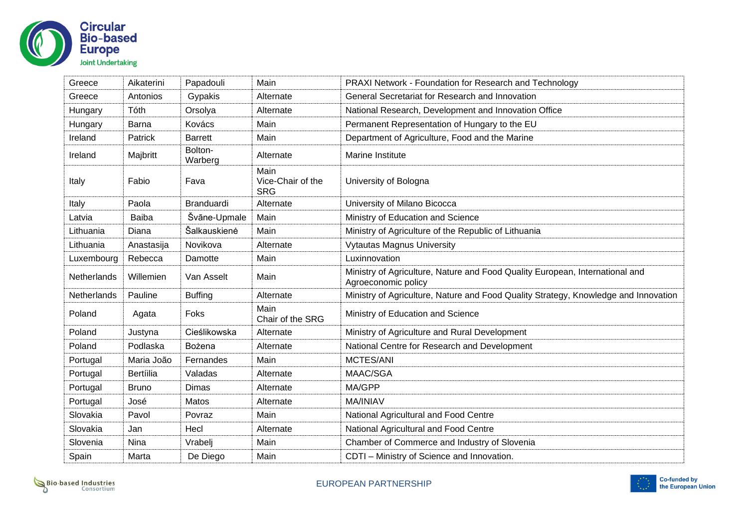| Greece | Aikaterini | Papadouli | Main | PRAXI Network - Foundation for Research and Technology |
|---|---|---|---|---|
| Greece | Antonios | Gypakis | Alternate | General Secretariat for Research and Innovation |
| Hungary | Tóth | Orsolya | Alternate | National Research, Development and Innovation Office |
| Hungary | Barna | Kovács | Main | Permanent Representation of Hungary to the EU |
| Ireland | Patrick | Barrett | Main | Department of Agriculture, Food and the Marine |
| Ireland | Majbritt | Bolton-Warberg | Alternate | Marine Institute |
| Italy | Fabio | Fava | Main Vice-Chair of the SRG | University of Bologna |
| Italy | Paola | Branduardi | Alternate | University of Milano Bicocca |
| Latvia | Baiba | Švāne-Upmale | Main | Ministry of Education and Science |
| Lithuania | Diana | Šalkauskienė | Main | Ministry of Agriculture of the Republic of Lithuania |
| Lithuania | Anastasija | Novikova | Alternate | Vytautas Magnus University |
| Luxembourg | Rebecca | Damotte | Main | Luxinnovation |
| Netherlands | Willemien | Van Asselt | Main | Ministry of Agriculture, Nature and Food Quality European, International and Agroeconomic policy |
| Netherlands | Pauline | Buffing | Alternate | Ministry of Agriculture, Nature and Food Quality Strategy, Knowledge and Innovation |
| Poland | Agata | Foks | Main Chair of the SRG | Ministry of Education and Science |
| Poland | Justyna | Cieślikowska | Alternate | Ministry of Agriculture and Rural Development |
| Poland | Podlaska | Bożena | Alternate | National Centre for Research and Development |
| Portugal | Maria João | Fernandes | Main | MCTES/ANI |
| Portugal | Bertíilia | Valadas | Alternate | MAAC/SGA |
| Portugal | Bruno | Dimas | Alternate | MA/GPP |
| Portugal | José | Matos | Alternate | MA/INIAV |
| Slovakia | Pavol | Povraz | Main | National Agricultural and Food Centre |
| Slovakia | Jan | Hecl | Alternate | National Agricultural and Food Centre |
| Slovenia | Nina | Vrabelj | Main | Chamber of Commerce and Industry of Slovenia |
| Spain | Marta | De Diego | Main | CDTI – Ministry of Science and Innovation. |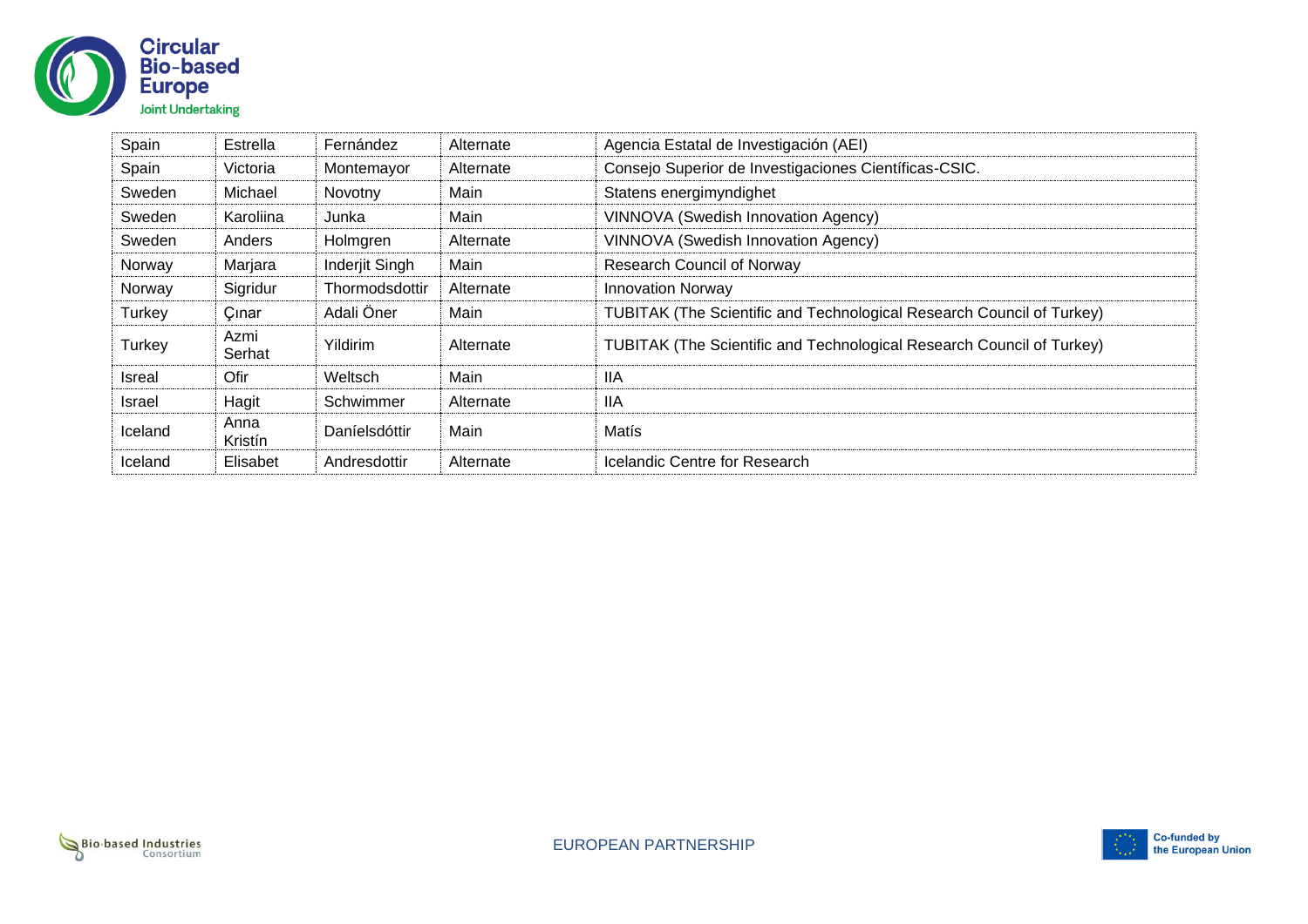| | | | | |
|---|---|---|---|---|
| Spain | Estrella | Fernández | Alternate | Agencia Estatal de Investigación (AEI) |
| Spain | Victoria | Montemayor | Alternate | Consejo Superior de Investigaciones Científicas-CSIC. |
| Sweden | Michael | Novotny | Main | Statens energimyndighet |
| Sweden | Karoliina | Junka | Main | VINNOVA (Swedish Innovation Agency) |
| Sweden | Anders | Holmgren | Alternate | VINNOVA (Swedish Innovation Agency) |
| Norway | Marjara | Inderjit Singh | Main | Research Council of Norway |
| Norway | Sigridur | Thormodsdottir | Alternate | Innovation Norway |
| Turkey | Çınar | Adali Öner | Main | TUBITAK (The Scientific and Technological Research Council of Turkey) |
| Turkey | Azmi Serhat | Yildirim | Alternate | TUBITAK (The Scientific and Technological Research Council of Turkey) |
| Isreal | Ofir | Weltsch | Main | IIA |
| Israel | Hagit | Schwimmer | Alternate | IIA |
| Iceland | Anna Kristín | Daníelsdóttir | Main | Matís |
| Iceland | Elisabet | Andresdottir | Alternate | Icelandic Centre for Research |